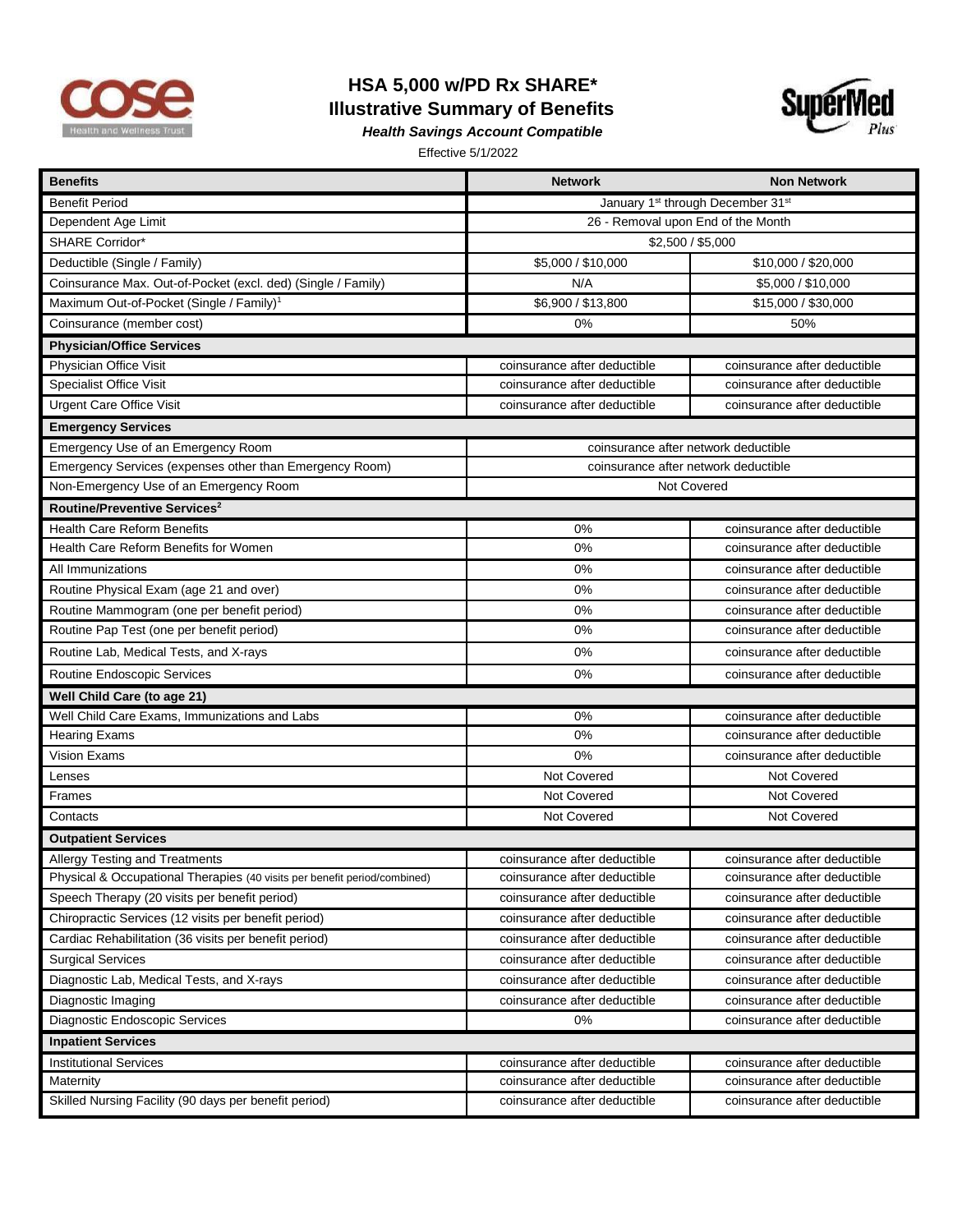# HSA 5,000 w/PD Rx SHARE*

## Illustrative Summary of Benefits

***Health Savings Account Compatible***

Effective 5/1/2022

| Benefits | Network | Non Network |
|---|---|---|
| Benefit Period | January 1st through December 31st | |
| Dependent Age Limit | 26 - Removal upon End of the Month | |
| SHARE Corridor* | $2,500 / $5,000 | |
| Deductible (Single / Family) | $5,000 / $10,000 | $10,000 / $20,000 |
| Coinsurance Max. Out-of-Pocket (excl. ded) (Single / Family) | N/A | $5,000 / $10,000 |
| Maximum Out-of-Pocket (Single / Family)[1] | $6,900 / $13,800 | $15,000 / $30,000 |
| Coinsurance (member cost) | 0% | 50% |
| **Physician/Office Services** | | |
| Physician Office Visit | coinsurance after deductible | coinsurance after deductible |
| Specialist Office Visit | coinsurance after deductible | coinsurance after deductible |
| Urgent Care Office Visit | coinsurance after deductible | coinsurance after deductible |
| **Emergency Services** | | |
| Emergency Use of an Emergency Room | coinsurance after network deductible | |
| Emergency Services (expenses other than Emergency Room) | coinsurance after network deductible | |
| Non-Emergency Use of an Emergency Room | Not Covered | |
| **Routine/Preventive Services[2]** | | |
| Health Care Reform Benefits | 0% | coinsurance after deductible |
| Health Care Reform Benefits for Women | 0% | coinsurance after deductible |
| All Immunizations | 0% | coinsurance after deductible |
| Routine Physical Exam (age 21 and over) | 0% | coinsurance after deductible |
| Routine Mammogram (one per benefit period) | 0% | coinsurance after deductible |
| Routine Pap Test (one per benefit period) | 0% | coinsurance after deductible |
| Routine Lab, Medical Tests, and X-rays | 0% | coinsurance after deductible |
| Routine Endoscopic Services | 0% | coinsurance after deductible |
| **Well Child Care (to age 21)** | | |
| Well Child Care Exams, Immunizations and Labs | 0% | coinsurance after deductible |
| Hearing Exams | 0% | coinsurance after deductible |
| Vision Exams | 0% | coinsurance after deductible |
| Lenses | Not Covered | Not Covered |
| Frames | Not Covered | Not Covered |
| Contacts | Not Covered | Not Covered |
| **Outpatient Services** | | |
| Allergy Testing and Treatments | coinsurance after deductible | coinsurance after deductible |
| Physical & Occupational Therapies (40 visits per benefit period/combined) | coinsurance after deductible | coinsurance after deductible |
| Speech Therapy (20 visits per benefit period) | coinsurance after deductible | coinsurance after deductible |
| Chiropractic Services (12 visits per benefit period) | coinsurance after deductible | coinsurance after deductible |
| Cardiac Rehabilitation (36 visits per benefit period) | coinsurance after deductible | coinsurance after deductible |
| Surgical Services | coinsurance after deductible | coinsurance after deductible |
| Diagnostic Lab, Medical Tests, and X-rays | coinsurance after deductible | coinsurance after deductible |
| Diagnostic Imaging | coinsurance after deductible | coinsurance after deductible |
| Diagnostic Endoscopic Services | 0% | coinsurance after deductible |
| **Inpatient Services** | | |
| Institutional Services | coinsurance after deductible | coinsurance after deductible |
| Maternity | coinsurance after deductible | coinsurance after deductible |
| Skilled Nursing Facility (90 days per benefit period) | coinsurance after deductible | coinsurance after deductible |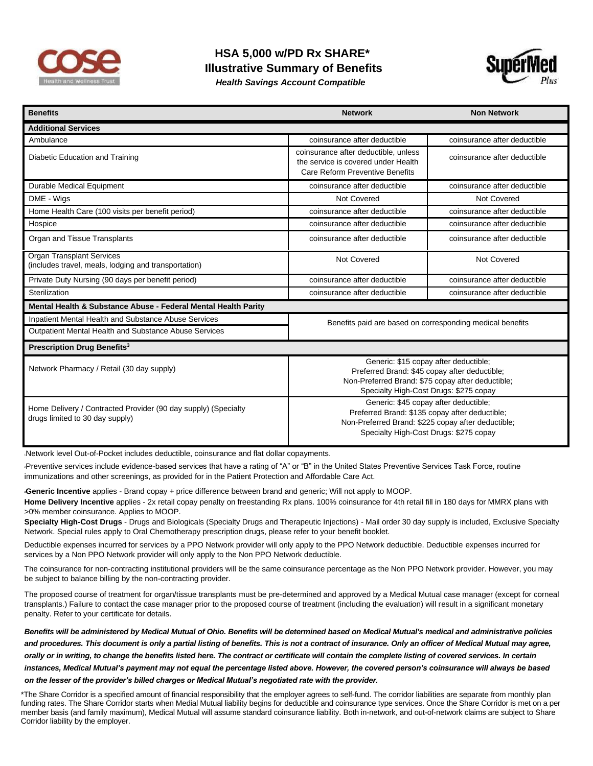# HSA 5,000 w/PD Rx SHARE*

## Illustrative Summary of Benefits

*Health Savings Account Compatible*

| Benefits | Network | Non Network |
|---|---|---|
| **Additional Services** | | |
| Ambulance | coinsurance after deductible | coinsurance after deductible |
| Diabetic Education and Training | coinsurance after deductible, unless the service is covered under Health Care Reform Preventive Benefits | coinsurance after deductible |
| Durable Medical Equipment | coinsurance after deductible | coinsurance after deductible |
| DME - Wigs | Not Covered | Not Covered |
| Home Health Care (100 visits per benefit period) | coinsurance after deductible | coinsurance after deductible |
| Hospice | coinsurance after deductible | coinsurance after deductible |
| Organ and Tissue Transplants | coinsurance after deductible | coinsurance after deductible |
| Organ Transplant Services (includes travel, meals, lodging and transportation) | Not Covered | Not Covered |
| Private Duty Nursing (90 days per benefit period) | coinsurance after deductible | coinsurance after deductible |
| Sterilization | coinsurance after deductible | coinsurance after deductible |
| **Mental Health & Substance Abuse - Federal Mental Health Parity** | | |
| Inpatient Mental Health and Substance Abuse Services | Benefits paid are based on corresponding medical benefits | |
| Outpatient Mental Health and Substance Abuse Services | | |
| **Prescription Drug Benefits[3]** | | |
| Network Pharmacy / Retail (30 day supply) | Generic: $15 copay after deductible; Preferred Brand: $45 copay after deductible; Non-Preferred Brand: $75 copay after deductible; Specialty High-Cost Drugs: $275 copay | |
| Home Delivery / Contracted Provider (90 day supply) (Specialty drugs limited to 30 day supply) | Generic: $45 copay after deductible; Preferred Brand: $135 copay after deductible; Non-Preferred Brand: $225 copay after deductible; Specialty High-Cost Drugs: $275 copay | |

[1]Network level Out-of-Pocket includes deductible, coinsurance and flat dollar copayments.

[2]Preventive services include evidence-based services that have a rating of "A" or "B" in the United States Preventive Services Task Force, routine immunizations and other screenings, as provided for in the Patient Protection and Affordable Care Act.

[3]**Generic Incentive** applies - Brand copay + price difference between brand and generic; Will not apply to MOOP.

**Home Delivery Incentive** applies - 2x retail copay penalty on freestanding Rx plans. 100% coinsurance for 4th retail fill in 180 days for MMRX plans with >0% member coinsurance. Applies to MOOP.

**Specialty High-Cost Drugs** - Drugs and Biologicals (Specialty Drugs and Therapeutic Injections) - Mail order 30 day supply is included, Exclusive Specialty Network. Special rules apply to Oral Chemotherapy prescription drugs, please refer to your benefit booklet.

Deductible expenses incurred for services by a PPO Network provider will only apply to the PPO Network deductible. Deductible expenses incurred for services by a Non PPO Network provider will only apply to the Non PPO Network deductible.

The coinsurance for non-contracting institutional providers will be the same coinsurance percentage as the Non PPO Network provider. However, you may be subject to balance billing by the non-contracting provider.

The proposed course of treatment for organ/tissue transplants must be pre-determined and approved by a Medical Mutual case manager (except for corneal transplants.) Failure to contact the case manager prior to the proposed course of treatment (including the evaluation) will result in a significant monetary penalty. Refer to your certificate for details.

***Benefits will be administered by Medical Mutual of Ohio. Benefits will be determined based on Medical Mutual's medical and administrative policies and procedures. This document is only a partial listing of benefits. This is not a contract of insurance. Only an officer of Medical Mutual may agree, orally or in writing, to change the benefits listed here. The contract or certificate will contain the complete listing of covered services. In certain instances, Medical Mutual's payment may not equal the percentage listed above. However, the covered person's coinsurance will always be based on the lesser of the provider's billed charges or Medical Mutual's negotiated rate with the provider.***

*The Share Corridor is a specified amount of financial responsibility that the employer agrees to self-fund. The corridor liabilities are separate from monthly plan funding rates. The Share Corridor starts when Medial Mutual liability begins for deductible and coinsurance type services. Once the Share Corridor is met on a per member basis (and family maximum), Medical Mutual will assume standard coinsurance liability. Both in-network, and out-of-network claims are subject to Share Corridor liability by the employer.